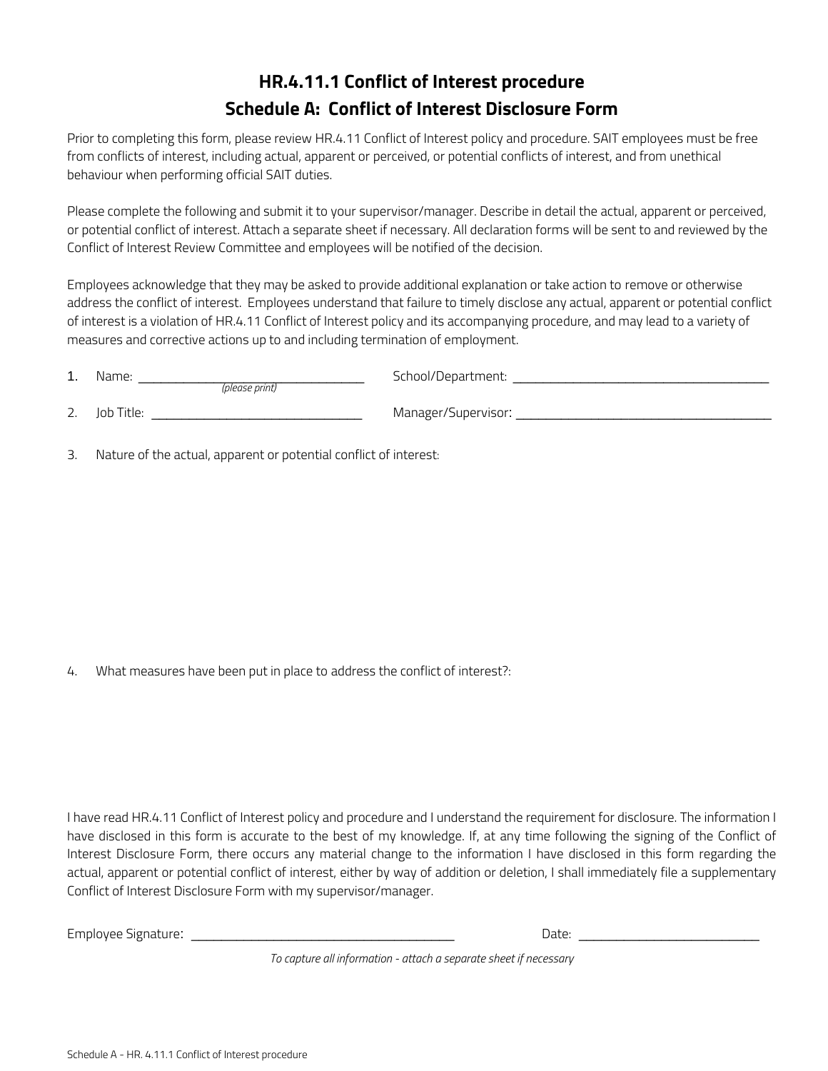# HR.4.11.1 Conflict of Interest procedure
## Schedule A: Conflict of Interest Disclosure Form

Prior to completing this form, please review HR.4.11 Conflict of Interest policy and procedure. SAIT employees must be free from conflicts of interest, including actual, apparent or perceived, or potential conflicts of interest, and from unethical behaviour when performing official SAIT duties.

Please complete the following and submit it to your supervisor/manager. Describe in detail the actual, apparent or perceived, or potential conflict of interest. Attach a separate sheet if necessary. All declaration forms will be sent to and reviewed by the Conflict of Interest Review Committee and employees will be notified of the decision.

Employees acknowledge that they may be asked to provide additional explanation or take action to remove or otherwise address the conflict of interest. Employees understand that failure to timely disclose any actual, apparent or potential conflict of interest is a violation of HR.4.11 Conflict of Interest policy and its accompanying procedure, and may lead to a variety of measures and corrective actions up to and including termination of employment.

1. Name: ________________________________ School/Department: ____________________________________
   *(please print)*
2. Job Title: ______________________________ Manager/Supervisor: ____________________________________
3. Nature of the actual, apparent or potential conflict of interest:

4. What measures have been put in place to address the conflict of interest?:

I have read HR.4.11 Conflict of Interest policy and procedure and I understand the requirement for disclosure. The information I have disclosed in this form is accurate to the best of my knowledge. If, at any time following the signing of the Conflict of Interest Disclosure Form, there occurs any material change to the information I have disclosed in this form regarding the actual, apparent or potential conflict of interest, either by way of addition or deletion, I shall immediately file a supplementary Conflict of Interest Disclosure Form with my supervisor/manager.

Employee Signature: ______________________________________ Date: __________________________

*To capture all information - attach a separate sheet if necessary*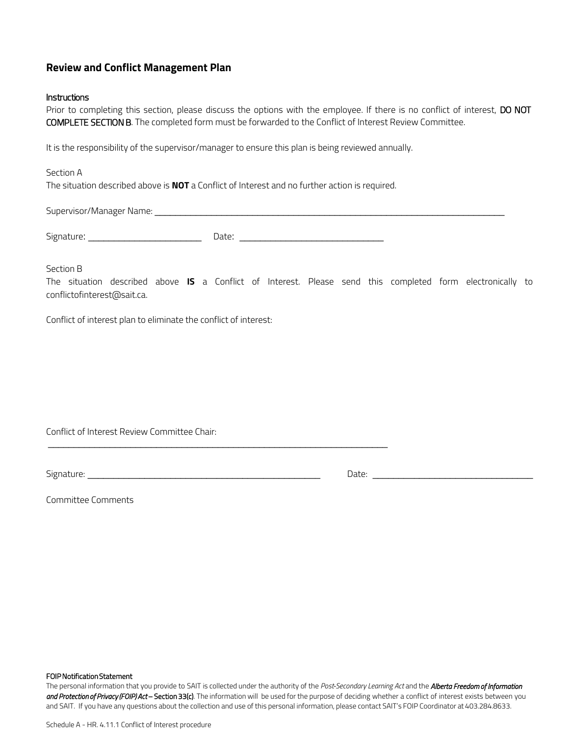## Review and Conflict Management Plan

**Instructions**

Prior to completing this section, please discuss the options with the employee. If there is no conflict of interest, **DO NOT COMPLETE SECTION B**. The completed form must be forwarded to the Conflict of Interest Review Committee.

It is the responsibility of the supervisor/manager to ensure this plan is being reviewed annually.

Section A

The situation described above is **NOT** a Conflict of Interest and no further action is required.

Supervisor/Manager Name: ___________________________________________________________________________

Signature: __________________________ Date: _________________________________

Section B

The situation described above **IS** a Conflict of Interest. Please send this completed form electronically to conflictofinterest@sait.ca.

Conflict of interest plan to eliminate the conflict of interest:

Conflict of Interest Review Committee Chair:

_________________________________________________________________________________

Signature: _______________________________________________________ Date: _____________________________________

Committee Comments

**FOIP Notification Statement**

The personal information that you provide to SAIT is collected under the authority of the *Post-Secondary Learning Act* and the ***Alberta Freedom of Information and Protection of Privacy (FOIP) Act*** **– Section 33(c)**. The information will be used for the purpose of deciding whether a conflict of interest exists between you and SAIT. If you have any questions about the collection and use of this personal information, please contact SAIT's FOIP Coordinator at 403.284.8633.

Schedule A - HR. 4.11.1 Conflict of Interest procedure